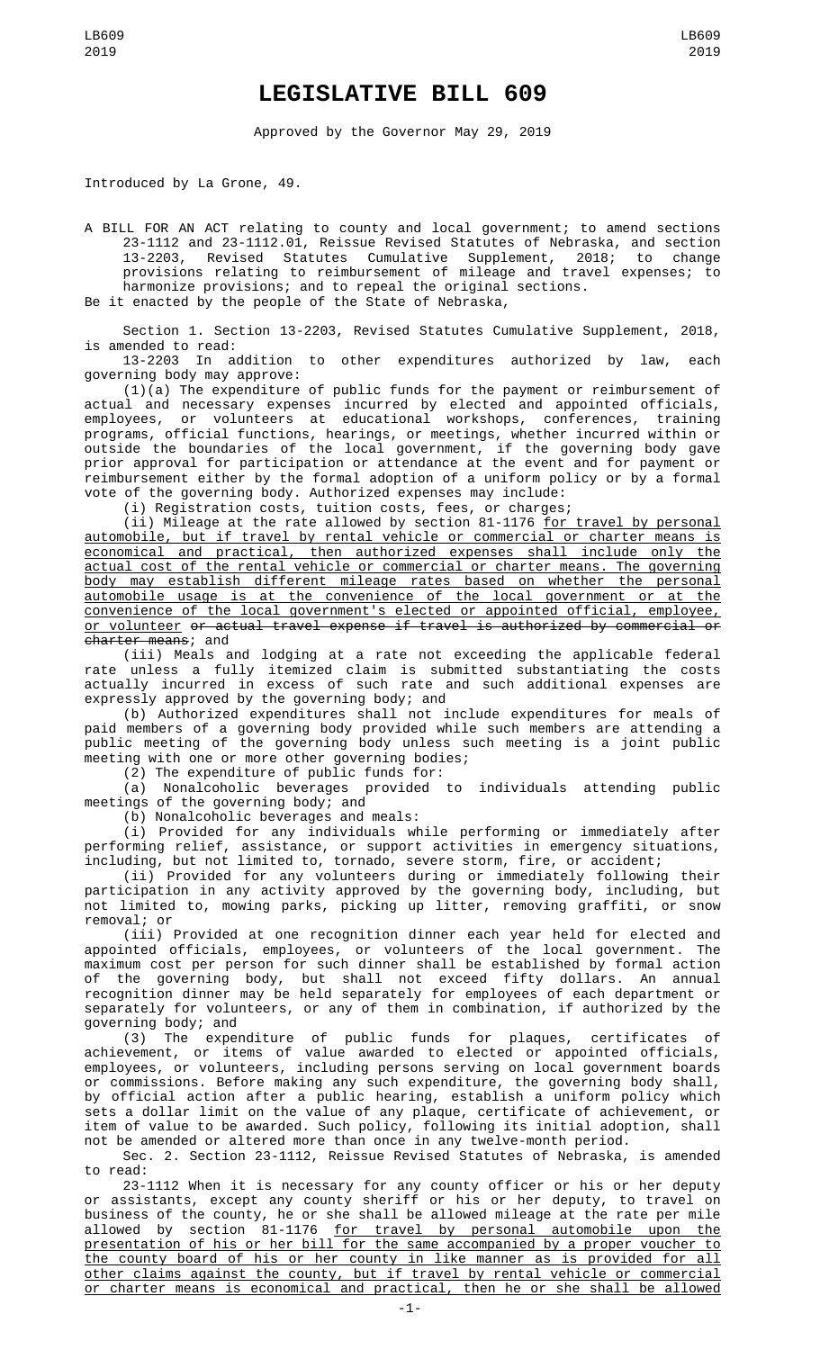# LEGISLATIVE BILL 609

Approved by the Governor May 29, 2019

Introduced by La Grone, 49.

A BILL FOR AN ACT relating to county and local government; to amend sections 23-1112 and 23-1112.01, Reissue Revised Statutes of Nebraska, and section 13-2203, Revised Statutes Cumulative Supplement, 2018; to change provisions relating to reimbursement of mileage and travel expenses; to harmonize provisions; and to repeal the original sections.

Be it enacted by the people of the State of Nebraska,

Section 1. Section 13-2203, Revised Statutes Cumulative Supplement, 2018, is amended to read:

13-2203 In addition to other expenditures authorized by law, each governing body may approve:

(1)(a) The expenditure of public funds for the payment or reimbursement of actual and necessary expenses incurred by elected and appointed officials, employees, or volunteers at educational workshops, conferences, training programs, official functions, hearings, or meetings, whether incurred within or outside the boundaries of the local government, if the governing body gave prior approval for participation or attendance at the event and for payment or reimbursement either by the formal adoption of a uniform policy or by a formal vote of the governing body. Authorized expenses may include:

(i) Registration costs, tuition costs, fees, or charges;

(ii) Mileage at the rate allowed by section 81-1176 for travel by personal automobile, but if travel by rental vehicle or commercial or charter means is economical and practical, then authorized expenses shall include only the actual cost of the rental vehicle or commercial or charter means. The governing body may establish different mileage rates based on whether the personal automobile usage is at the convenience of the local government or at the convenience of the local government's elected or appointed official, employee, or volunteer ~~or actual travel expense if travel is authorized by commercial or charter means~~; and

(iii) Meals and lodging at a rate not exceeding the applicable federal rate unless a fully itemized claim is submitted substantiating the costs actually incurred in excess of such rate and such additional expenses are expressly approved by the governing body; and

(b) Authorized expenditures shall not include expenditures for meals of paid members of a governing body provided while such members are attending a public meeting of the governing body unless such meeting is a joint public meeting with one or more other governing bodies;

(2) The expenditure of public funds for:

(a) Nonalcoholic beverages provided to individuals attending public meetings of the governing body; and

(b) Nonalcoholic beverages and meals:

(i) Provided for any individuals while performing or immediately after performing relief, assistance, or support activities in emergency situations, including, but not limited to, tornado, severe storm, fire, or accident;

(ii) Provided for any volunteers during or immediately following their participation in any activity approved by the governing body, including, but not limited to, mowing parks, picking up litter, removing graffiti, or snow removal; or

(iii) Provided at one recognition dinner each year held for elected and appointed officials, employees, or volunteers of the local government. The maximum cost per person for such dinner shall be established by formal action of the governing body, but shall not exceed fifty dollars. An annual recognition dinner may be held separately for employees of each department or separately for volunteers, or any of them in combination, if authorized by the governing body; and

(3) The expenditure of public funds for plaques, certificates of achievement, or items of value awarded to elected or appointed officials, employees, or volunteers, including persons serving on local government boards or commissions. Before making any such expenditure, the governing body shall, by official action after a public hearing, establish a uniform policy which sets a dollar limit on the value of any plaque, certificate of achievement, or item of value to be awarded. Such policy, following its initial adoption, shall not be amended or altered more than once in any twelve-month period.

Sec. 2. Section 23-1112, Reissue Revised Statutes of Nebraska, is amended to read:

23-1112 When it is necessary for any county officer or his or her deputy or assistants, except any county sheriff or his or her deputy, to travel on business of the county, he or she shall be allowed mileage at the rate per mile allowed by section 81-1176 for travel by personal automobile upon the presentation of his or her bill for the same accompanied by a proper voucher to the county board of his or her county in like manner as is provided for all other claims against the county, but if travel by rental vehicle or commercial or charter means is economical and practical, then he or she shall be allowed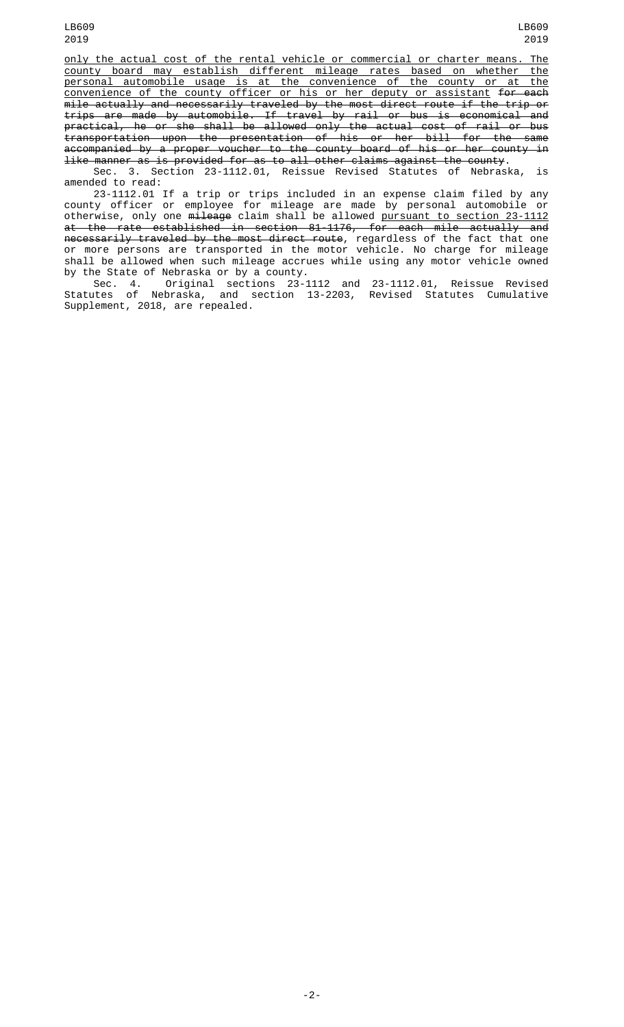only the actual cost of the rental vehicle or commercial or charter means. The county board may establish different mileage rates based on whether the personal automobile usage is at the convenience of the county or at the convenience of the county officer or his or her deputy or assistant ~~for each mile actually and necessarily traveled by the most direct route if the trip or trips are made by automobile. If travel by rail or bus is economical and practical, he or she shall be allowed only the actual cost of rail or bus transportation upon the presentation of his or her bill for the same accompanied by a proper voucher to the county board of his or her county in like manner as is provided for as to all other claims against the county~~.

Sec. 3. Section 23-1112.01, Reissue Revised Statutes of Nebraska, is amended to read:

23-1112.01 If a trip or trips included in an expense claim filed by any county officer or employee for mileage are made by personal automobile or otherwise, only one ~~mileage~~ claim shall be allowed pursuant to section 23-1112 ~~at the rate established in section 81-1176, for each mile actually and necessarily traveled by the most direct route~~, regardless of the fact that one or more persons are transported in the motor vehicle. No charge for mileage shall be allowed when such mileage accrues while using any motor vehicle owned by the State of Nebraska or by a county.

Sec. 4. Original sections 23-1112 and 23-1112.01, Reissue Revised Statutes of Nebraska, and section 13-2203, Revised Statutes Cumulative Supplement, 2018, are repealed.